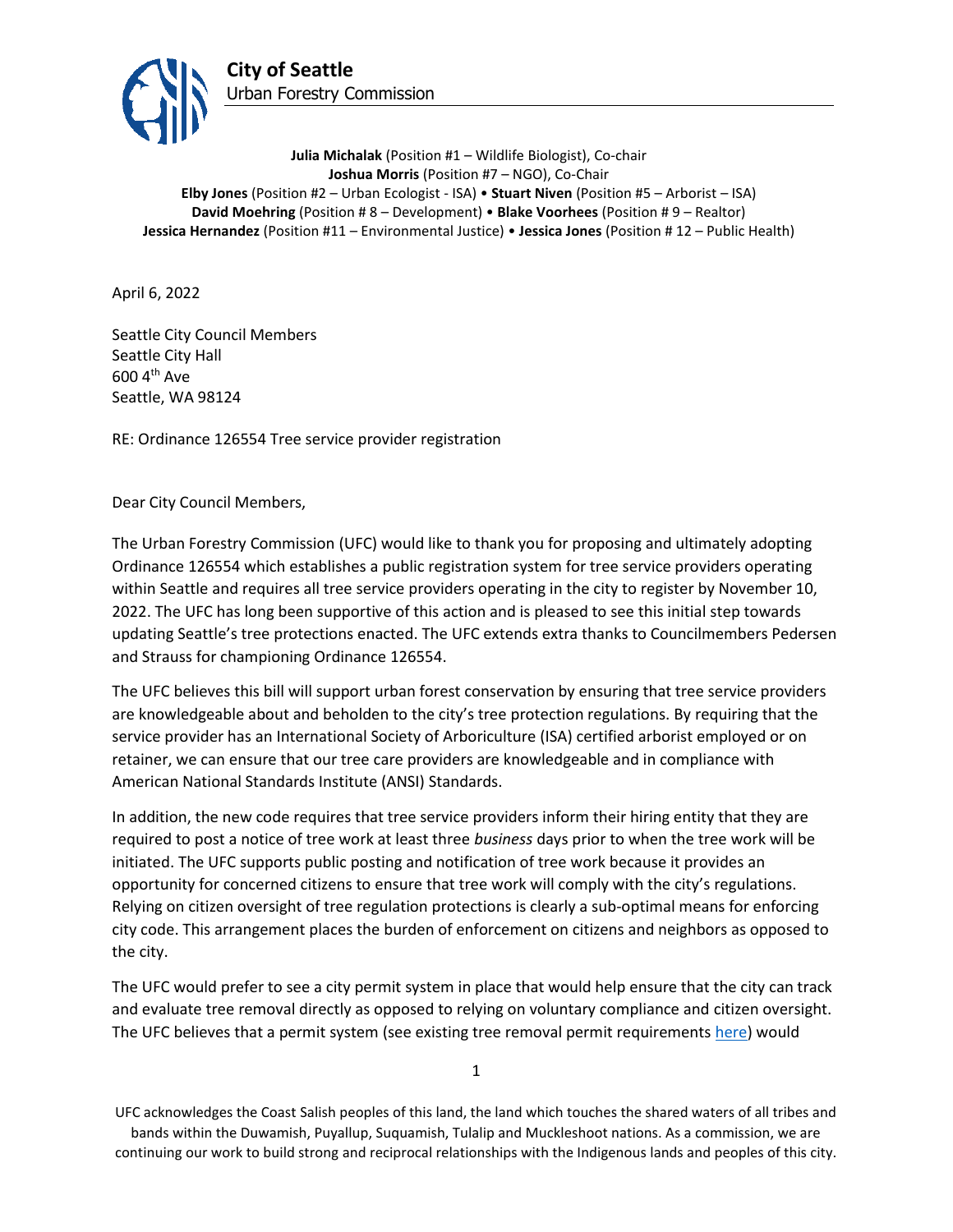**City of Seattle**
Urban Forestry Commission

**Julia Michalak** (Position #1 – Wildlife Biologist), Co-chair
**Joshua Morris** (Position #7 – NGO), Co-Chair
**Elby Jones** (Position #2 – Urban Ecologist - ISA) • **Stuart Niven** (Position #5 – Arborist – ISA)
**David Moehring** (Position # 8 – Development) • **Blake Voorhees** (Position # 9 – Realtor)
**Jessica Hernandez** (Position #11 – Environmental Justice) • **Jessica Jones** (Position # 12 – Public Health)

April 6, 2022

Seattle City Council Members
Seattle City Hall
600 4th Ave
Seattle, WA 98124

RE: Ordinance 126554 Tree service provider registration

Dear City Council Members,

The Urban Forestry Commission (UFC) would like to thank you for proposing and ultimately adopting Ordinance 126554 which establishes a public registration system for tree service providers operating within Seattle and requires all tree service providers operating in the city to register by November 10, 2022. The UFC has long been supportive of this action and is pleased to see this initial step towards updating Seattle's tree protections enacted. The UFC extends extra thanks to Councilmembers Pedersen and Strauss for championing Ordinance 126554.

The UFC believes this bill will support urban forest conservation by ensuring that tree service providers are knowledgeable about and beholden to the city's tree protection regulations. By requiring that the service provider has an International Society of Arboriculture (ISA) certified arborist employed or on retainer, we can ensure that our tree care providers are knowledgeable and in compliance with American National Standards Institute (ANSI) Standards.

In addition, the new code requires that tree service providers inform their hiring entity that they are required to post a notice of tree work at least three *business* days prior to when the tree work will be initiated. The UFC supports public posting and notification of tree work because it provides an opportunity for concerned citizens to ensure that tree work will comply with the city's regulations. Relying on citizen oversight of tree regulation protections is clearly a sub-optimal means for enforcing city code. This arrangement places the burden of enforcement on citizens and neighbors as opposed to the city.

The UFC would prefer to see a city permit system in place that would help ensure that the city can track and evaluate tree removal directly as opposed to relying on voluntary compliance and citizen oversight. The UFC believes that a permit system (see existing tree removal permit requirements here) would

UFC acknowledges the Coast Salish peoples of this land, the land which touches the shared waters of all tribes and bands within the Duwamish, Puyallup, Suquamish, Tulalip and Muckleshoot nations. As a commission, we are continuing our work to build strong and reciprocal relationships with the Indigenous lands and peoples of this city.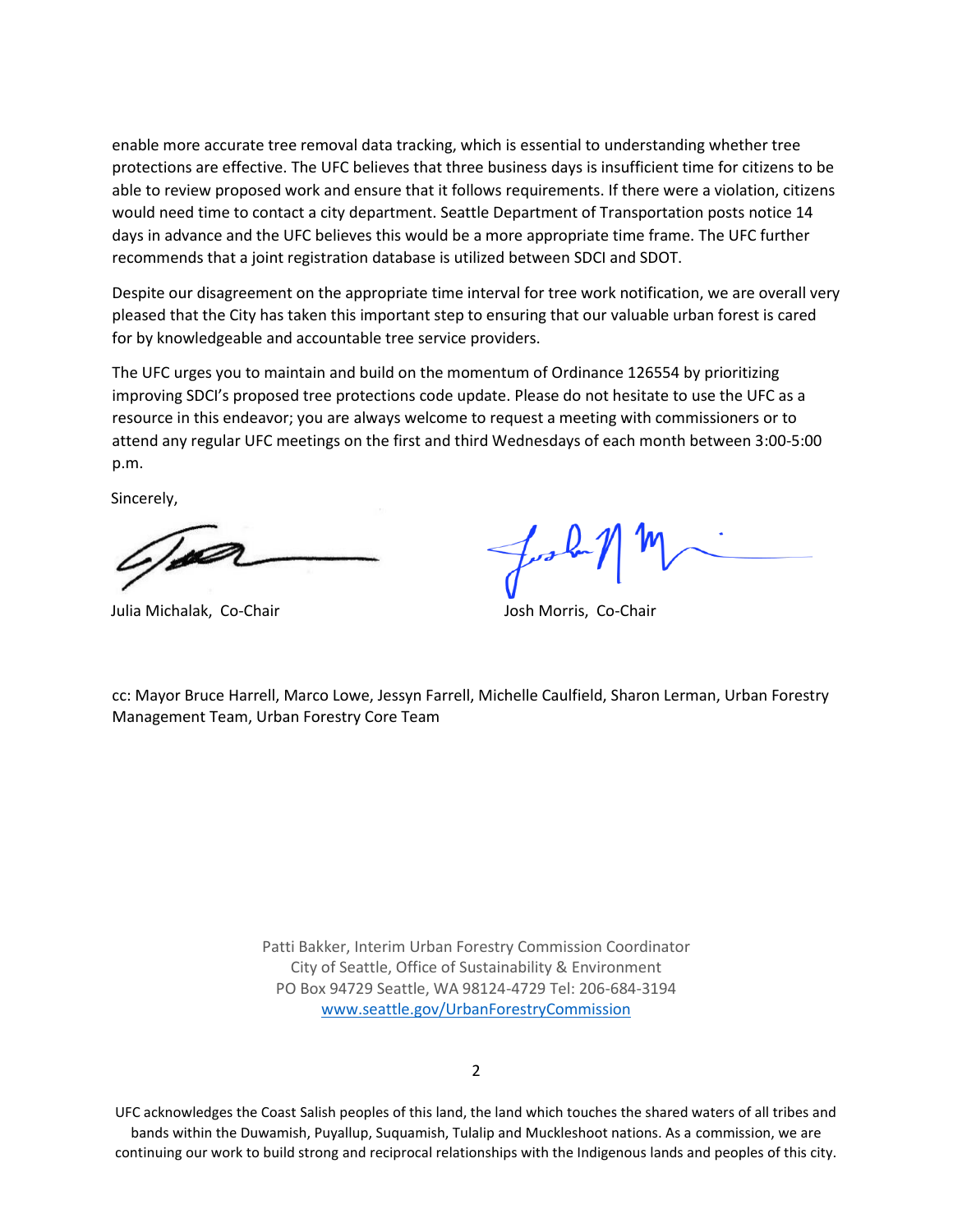enable more accurate tree removal data tracking, which is essential to understanding whether tree protections are effective. The UFC believes that three business days is insufficient time for citizens to be able to review proposed work and ensure that it follows requirements. If there were a violation, citizens would need time to contact a city department. Seattle Department of Transportation posts notice 14 days in advance and the UFC believes this would be a more appropriate time frame. The UFC further recommends that a joint registration database is utilized between SDCI and SDOT.

Despite our disagreement on the appropriate time interval for tree work notification, we are overall very pleased that the City has taken this important step to ensuring that our valuable urban forest is cared for by knowledgeable and accountable tree service providers.

The UFC urges you to maintain and build on the momentum of Ordinance 126554 by prioritizing improving SDCI's proposed tree protections code update. Please do not hesitate to use the UFC as a resource in this endeavor; you are always welcome to request a meeting with commissioners or to attend any regular UFC meetings on the first and third Wednesdays of each month between 3:00-5:00 p.m.

Sincerely,

Julia Michalak, Co-Chair

Josh Morris, Co-Chair

cc: Mayor Bruce Harrell, Marco Lowe, Jessyn Farrell, Michelle Caulfield, Sharon Lerman, Urban Forestry Management Team, Urban Forestry Core Team

Patti Bakker, Interim Urban Forestry Commission Coordinator
City of Seattle, Office of Sustainability & Environment
PO Box 94729 Seattle, WA 98124-4729 Tel: 206-684-3194
www.seattle.gov/UrbanForestryCommission

UFC acknowledges the Coast Salish peoples of this land, the land which touches the shared waters of all tribes and bands within the Duwamish, Puyallup, Suquamish, Tulalip and Muckleshoot nations. As a commission, we are continuing our work to build strong and reciprocal relationships with the Indigenous lands and peoples of this city.